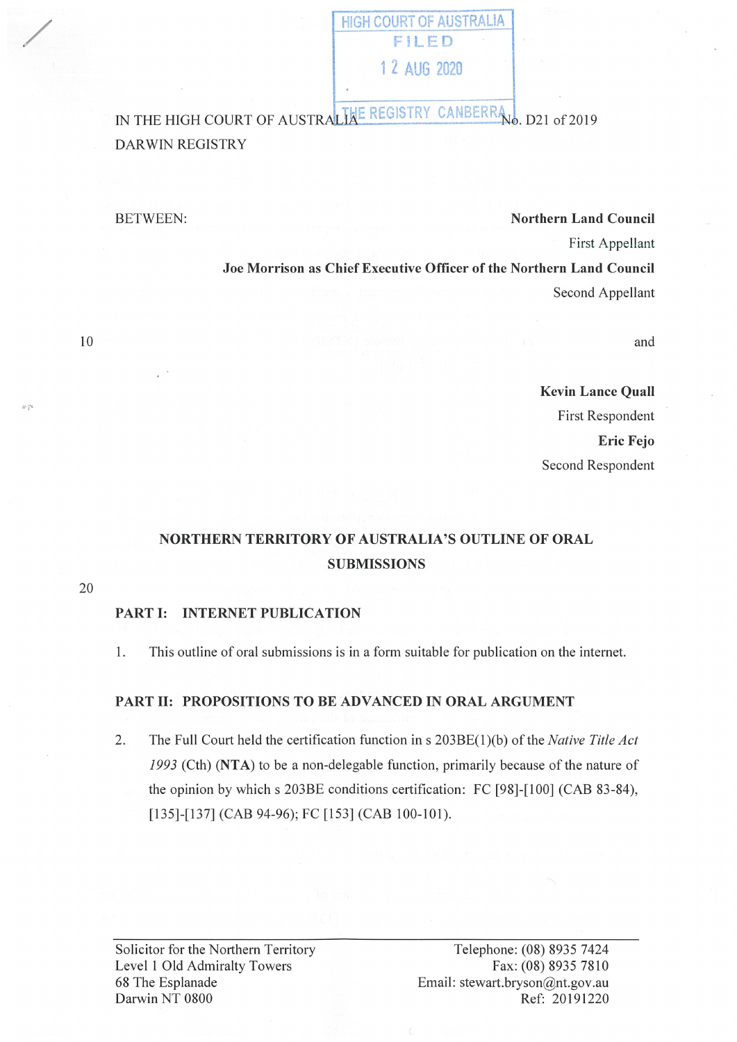HIGH COURT OF AUSTRALIA
FILED
12 AUG 2020
THE REGISTRY CANBERRA

IN THE HIGH COURT OF AUSTRALIA No. D21 of 2019
DARWIN REGISTRY

BETWEEN:

**Northern Land Council**
First Appellant

**Joe Morrison as Chief Executive Officer of the Northern Land Council**
Second Appellant

and

**Kevin Lance Quall**
First Respondent

**Eric Fejo**
Second Respondent

## NORTHERN TERRITORY OF AUSTRALIA'S OUTLINE OF ORAL SUBMISSIONS

### PART I: INTERNET PUBLICATION

1. This outline of oral submissions is in a form suitable for publication on the internet.

### PART II: PROPOSITIONS TO BE ADVANCED IN ORAL ARGUMENT

2. The Full Court held the certification function in s 203BE(1)(b) of the *Native Title Act 1993* (Cth) (**NTA**) to be a non-delegable function, primarily because of the nature of the opinion by which s 203BE conditions certification: FC [98]-[100] (CAB 83-84), [135]-[137] (CAB 94-96); FC [153] (CAB 100-101).

Solicitor for the Northern Territory
Level 1 Old Admiralty Towers
68 The Esplanade
Darwin NT 0800

Telephone: (08) 8935 7424
Fax: (08) 8935 7810
Email: stewart.bryson@nt.gov.au
Ref: 20191220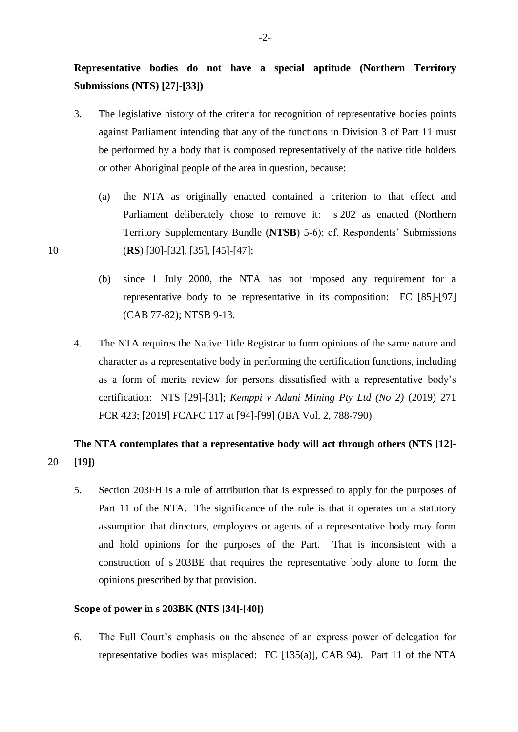**Representative bodies do not have a special aptitude (Northern Territory Submissions (NTS) [27]-[33])**

3. The legislative history of the criteria for recognition of representative bodies points against Parliament intending that any of the functions in Division 3 of Part 11 must be performed by a body that is composed representatively of the native title holders or other Aboriginal people of the area in question, because:

   (a) the NTA as originally enacted contained a criterion to that effect and Parliament deliberately chose to remove it: s 202 as enacted (Northern Territory Supplementary Bundle (**NTSB**) 5-6); cf. Respondents' Submissions (**RS**) [30]-[32], [35], [45]-[47];

   (b) since 1 July 2000, the NTA has not imposed any requirement for a representative body to be representative in its composition: FC [85]-[97] (CAB 77-82); NTSB 9-13.

4. The NTA requires the Native Title Registrar to form opinions of the same nature and character as a representative body in performing the certification functions, including as a form of merits review for persons dissatisfied with a representative body's certification: NTS [29]-[31]; *Kemppi v Adani Mining Pty Ltd (No 2)* (2019) 271 FCR 423; [2019] FCAFC 117 at [94]-[99] (JBA Vol. 2, 788-790).

**The NTA contemplates that a representative body will act through others (NTS [12]-[19])**

5. Section 203FH is a rule of attribution that is expressed to apply for the purposes of Part 11 of the NTA. The significance of the rule is that it operates on a statutory assumption that directors, employees or agents of a representative body may form and hold opinions for the purposes of the Part. That is inconsistent with a construction of s 203BE that requires the representative body alone to form the opinions prescribed by that provision.

**Scope of power in s 203BK (NTS [34]-[40])**

6. The Full Court's emphasis on the absence of an express power of delegation for representative bodies was misplaced: FC [135(a)], CAB 94). Part 11 of the NTA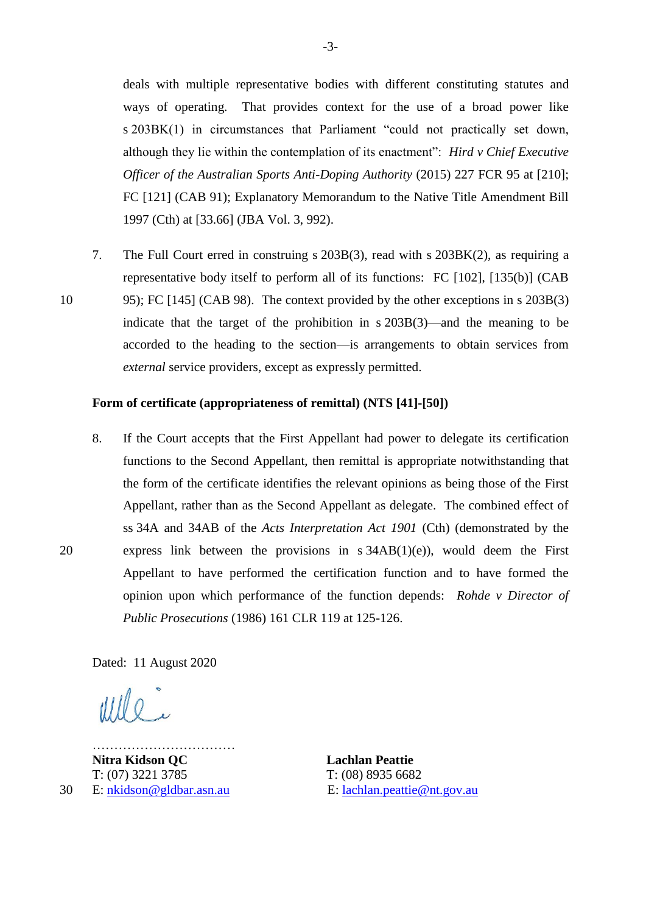deals with multiple representative bodies with different constituting statutes and ways of operating. That provides context for the use of a broad power like s 203BK(1) in circumstances that Parliament "could not practically set down, although they lie within the contemplation of its enactment": *Hird v Chief Executive Officer of the Australian Sports Anti-Doping Authority* (2015) 227 FCR 95 at [210]; FC [121] (CAB 91); Explanatory Memorandum to the Native Title Amendment Bill 1997 (Cth) at [33.66] (JBA Vol. 3, 992).

7. The Full Court erred in construing s 203B(3), read with s 203BK(2), as requiring a representative body itself to perform all of its functions: FC [102], [135(b)] (CAB 95); FC [145] (CAB 98). The context provided by the other exceptions in s 203B(3) indicate that the target of the prohibition in s 203B(3)—and the meaning to be accorded to the heading to the section—is arrangements to obtain services from *external* service providers, except as expressly permitted.

**Form of certificate (appropriateness of remittal) (NTS [41]-[50])**

8. If the Court accepts that the First Appellant had power to delegate its certification functions to the Second Appellant, then remittal is appropriate notwithstanding that the form of the certificate identifies the relevant opinions as being those of the First Appellant, rather than as the Second Appellant as delegate. The combined effect of ss 34A and 34AB of the *Acts Interpretation Act 1901* (Cth) (demonstrated by the express link between the provisions in s 34AB(1)(e)), would deem the First Appellant to have performed the certification function and to have formed the opinion upon which performance of the function depends: *Rohde v Director of Public Prosecutions* (1986) 161 CLR 119 at 125-126.

Dated: 11 August 2020

................................

**Nitra Kidson QC**
T: (07) 3221 3785
E: nkidson@qldbar.asn.au

**Lachlan Peattie**
T: (08) 8935 6682
E: lachlan.peattie@nt.gov.au